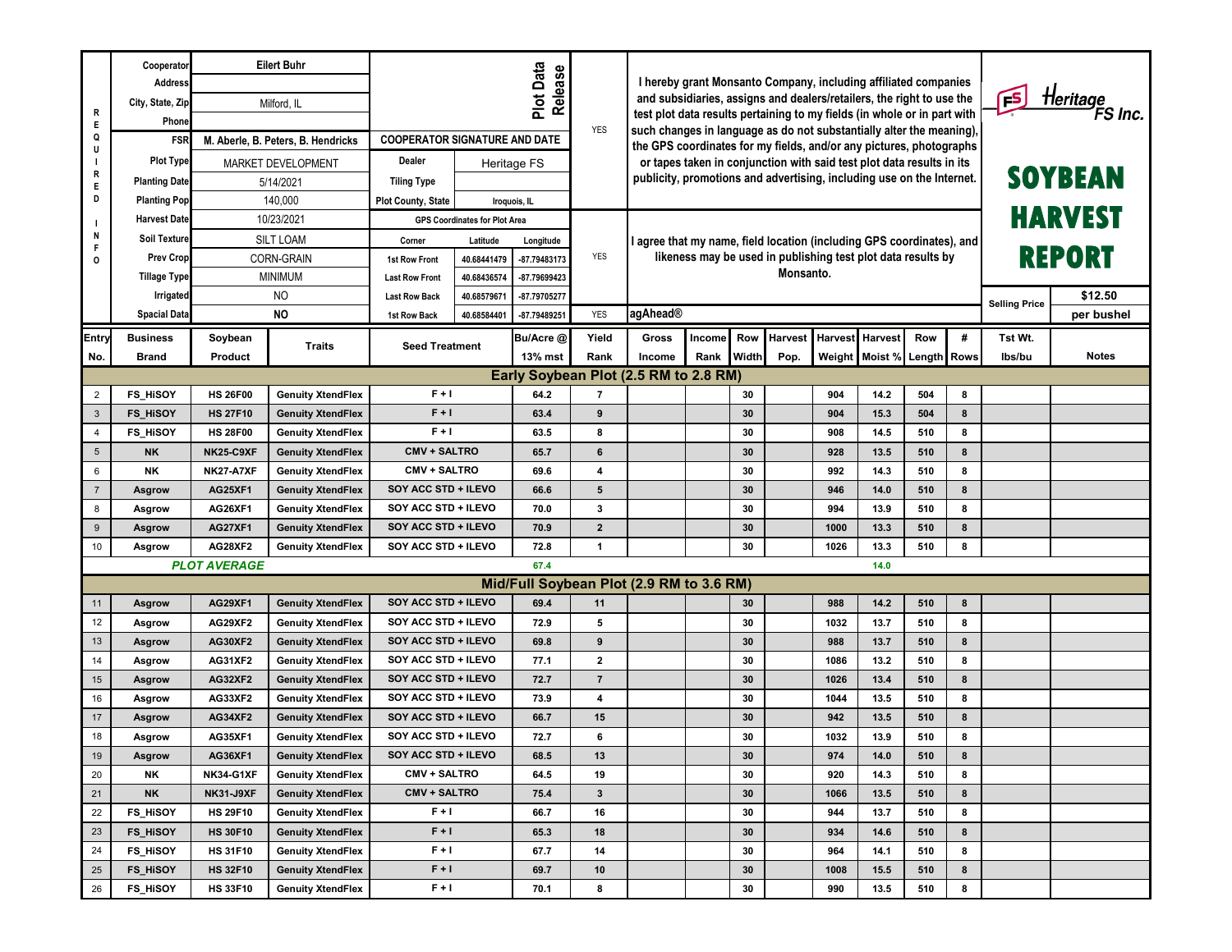# SOYBEAN HARVEST REPORT

Heritage FS Inc.

| REQUIRED INFO | | | | |
|---|---|---|---|---|
| Cooperator | Eilert Buhr | | | |
| Address | | | | |
| City, State, Zip | Milford, IL | | | |
| Phone | | | | |
| FSR | M. Aberle, B. Peters, B. Hendricks | COOPERATOR SIGNATURE AND DATE | | |
| Plot Type | MARKET DEVELOPMENT | Dealer | Heritage FS | |
| Planting Date | 5/14/2021 | Tiling Type | | |
| Planting Pop | 140,000 | Plot County, State | Iroquois, IL | |
| Harvest Date | 10/23/2021 | GPS Coordinates for Plot Area | | |
| Soil Texture | SILT LOAM | Corner | Latitude | Longitude |
| Prev Crop | CORN-GRAIN | 1st Row Front | 40.68441479 | -87.79483173 |
| Tillage Type | MINIMUM | Last Row Front | 40.68436574 | -87.79699423 |
| Irrigated | NO | Last Row Back | 40.68579671 | -87.79705277 |
| Spacial Data | NO | 1st Row Back | 40.68584401 | -87.79489251 |

**Plot Data Release**

YES — I hereby grant Monsanto Company, including affiliated companies and subsidiaries, assigns and dealers/retailers, the right to use the test plot data results pertaining to my fields (in whole or in part with such changes in language as do not substantially alter the meaning), the GPS coordinates for my fields, and/or any pictures, photographs or tapes taken in conjunction with said test plot data results in its publicity, promotions and advertising, including use on the Internet.

YES — I agree that my name, field location (including GPS coordinates), and likeness may be used in publishing test plot data results by Monsanto.

YES — agAhead®

Selling Price: $12.50 per bushel

| Entry No. | Business Brand | Soybean Product | Traits | Seed Treatment | Bu/Acre @ 13% mst | Yield Rank | Gross Income | Income Rank | Row Width | Harvest Pop. | Harvest Weight | Harvest Moist % | Row Length | # Rows | Tst Wt. lbs/bu | Notes |
|---|---|---|---|---|---|---|---|---|---|---|---|---|---|---|---|---|
| **Early Soybean Plot (2.5 RM to 2.8 RM)** | | | | | | | | | | | | | | | | |
| 2 | FS_HiSOY | HS 26F00 | Genuity XtendFlex | F + I | 64.2 | 7 | | | 30 | | 904 | 14.2 | 504 | 8 | | |
| 3 | FS_HiSOY | HS 27F10 | Genuity XtendFlex | F + I | 63.4 | 9 | | | 30 | | 904 | 15.3 | 504 | 8 | | |
| 4 | FS_HiSOY | HS 28F00 | Genuity XtendFlex | F + I | 63.5 | 8 | | | 30 | | 908 | 14.5 | 510 | 8 | | |
| 5 | NK | NK25-C9XF | Genuity XtendFlex | CMV + SALTRO | 65.7 | 6 | | | 30 | | 928 | 13.5 | 510 | 8 | | |
| 6 | NK | NK27-A7XF | Genuity XtendFlex | CMV + SALTRO | 69.6 | 4 | | | 30 | | 992 | 14.3 | 510 | 8 | | |
| 7 | Agrow | AG25XF1 | Genuity XtendFlex | SOY ACC STD + ILEVO | 66.6 | 5 | | | 30 | | 946 | 14.0 | 510 | 8 | | |
| 8 | Agrow | AG26XF1 | Genuity XtendFlex | SOY ACC STD + ILEVO | 70.0 | 3 | | | 30 | | 994 | 13.9 | 510 | 8 | | |
| 9 | Agrow | AG27XF1 | Genuity XtendFlex | SOY ACC STD + ILEVO | 70.9 | 2 | | | 30 | | 1000 | 13.3 | 510 | 8 | | |
| 10 | Agrow | AG28XF2 | Genuity XtendFlex | SOY ACC STD + ILEVO | 72.8 | 1 | | | 30 | | 1026 | 13.3 | 510 | 8 | | |
| | *PLOT AVERAGE* | | | | 67.4 | | | | | | | 14.0 | | | | |
| **Mid/Full Soybean Plot (2.9 RM to 3.6 RM)** | | | | | | | | | | | | | | | | |
| 11 | Agrow | AG29XF1 | Genuity XtendFlex | SOY ACC STD + ILEVO | 69.4 | 11 | | | 30 | | 988 | 14.2 | 510 | 8 | | |
| 12 | Agrow | AG29XF2 | Genuity XtendFlex | SOY ACC STD + ILEVO | 72.9 | 5 | | | 30 | | 1032 | 13.7 | 510 | 8 | | |
| 13 | Agrow | AG30XF2 | Genuity XtendFlex | SOY ACC STD + ILEVO | 69.8 | 9 | | | 30 | | 988 | 13.7 | 510 | 8 | | |
| 14 | Agrow | AG31XF2 | Genuity XtendFlex | SOY ACC STD + ILEVO | 77.1 | 2 | | | 30 | | 1086 | 13.2 | 510 | 8 | | |
| 15 | Agrow | AG32XF2 | Genuity XtendFlex | SOY ACC STD + ILEVO | 72.7 | 7 | | | 30 | | 1026 | 13.4 | 510 | 8 | | |
| 16 | Agrow | AG33XF2 | Genuity XtendFlex | SOY ACC STD + ILEVO | 73.9 | 4 | | | 30 | | 1044 | 13.5 | 510 | 8 | | |
| 17 | Agrow | AG34XF2 | Genuity XtendFlex | SOY ACC STD + ILEVO | 66.7 | 15 | | | 30 | | 942 | 13.5 | 510 | 8 | | |
| 18 | Agrow | AG35XF1 | Genuity XtendFlex | SOY ACC STD + ILEVO | 72.7 | 6 | | | 30 | | 1032 | 13.9 | 510 | 8 | | |
| 19 | Agrow | AG36XF1 | Genuity XtendFlex | SOY ACC STD + ILEVO | 68.5 | 13 | | | 30 | | 974 | 14.0 | 510 | 8 | | |
| 20 | NK | NK34-G1XF | Genuity XtendFlex | CMV + SALTRO | 64.5 | 19 | | | 30 | | 920 | 14.3 | 510 | 8 | | |
| 21 | NK | NK31-J9XF | Genuity XtendFlex | CMV + SALTRO | 75.4 | 3 | | | 30 | | 1066 | 13.5 | 510 | 8 | | |
| 22 | FS_HiSOY | HS 29F10 | Genuity XtendFlex | F + I | 66.7 | 16 | | | 30 | | 944 | 13.7 | 510 | 8 | | |
| 23 | FS_HiSOY | HS 30F10 | Genuity XtendFlex | F + I | 65.3 | 18 | | | 30 | | 934 | 14.6 | 510 | 8 | | |
| 24 | FS_HiSOY | HS 31F10 | Genuity XtendFlex | F + I | 67.7 | 14 | | | 30 | | 964 | 14.1 | 510 | 8 | | |
| 25 | FS_HiSOY | HS 32F10 | Genuity XtendFlex | F + I | 69.7 | 10 | | | 30 | | 1008 | 15.5 | 510 | 8 | | |
| 26 | FS_HiSOY | HS 33F10 | Genuity XtendFlex | F + I | 70.1 | 8 | | | 30 | | 990 | 13.5 | 510 | 8 | | |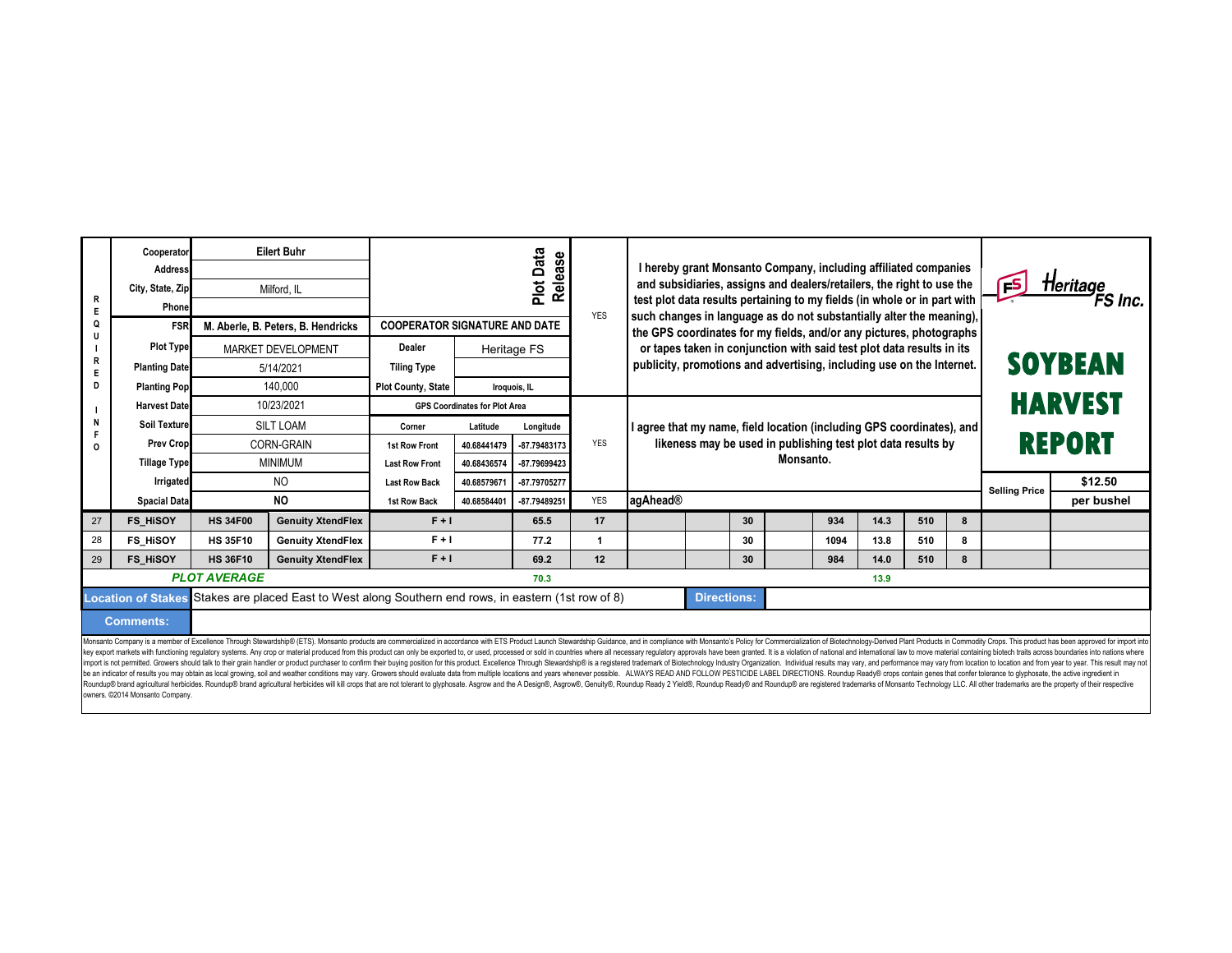| | | | | | | | |
|---|---|---|---|---|---|---|---|
| REQUIRED INFO | Cooperator | Eilert Buhr | | | Plot Data Release | | |
| | Address | | | | | | |
| | City, State, Zip | Milford, IL | | | | | |
| | Phone | | | | | YES | I hereby grant Monsanto Company, including affiliated companies and subsidiaries, assigns and dealers/retailers, the right to use the test plot data results pertaining to my fields (in whole or in part with such changes in language as do not substantially alter the meaning), the GPS coordinates for my fields, and/or any pictures, photographs or tapes taken in conjunction with said test plot data results in its publicity, promotions and advertising, including use on the Internet. |
| | FSR | M. Aberle, B. Peters, B. Hendricks | COOPERATOR SIGNATURE AND DATE | | | | |
| | Plot Type | MARKET DEVELOPMENT | Dealer | Heritage FS | | | |
| | Planting Date | 5/14/2021 | Tiling Type | | | | |
| | Planting Pop | 140,000 | Plot County, State | Iroquois, IL | | | |
| | Harvest Date | 10/23/2021 | GPS Coordinates for Plot Area | | | | |
| | Soil Texture | SILT LOAM | Corner | Latitude | Longitude | YES | I agree that my name, field location (including GPS coordinates), and likeness may be used in publishing test plot data results by Monsanto. |
| | Prev Crop | CORN-GRAIN | 1st Row Front | 40.68441479 | -87.79483173 | | |
| | Tillage Type | MINIMUM | Last Row Front | 40.68436574 | -87.79699423 | | |
| | Irrigated | NO | Last Row Back | 40.68579671 | -87.79705277 | | |
| | Spacial Data | NO | 1st Row Back | 40.68584401 | -87.79489251 | YES | agAhead® |

**Heritage FS Inc.**

# SOYBEAN HARVEST REPORT

| Selling Price | $12.50 per bushel |
|---|---|

| | | | | | | | | | | | | | | | | |
|---|---|---|---|---|---|---|---|---|---|---|---|---|---|---|---|---|
| 27 | FS_HiSOY | HS 34F00 | Genuity XtendFlex | F + I | 65.5 | 17 | | | 30 | | 934 | 14.3 | 510 | 8 | | |
| 28 | FS_HiSOY | HS 35F10 | Genuity XtendFlex | F + I | 77.2 | 1 | | | 30 | | 1094 | 13.8 | 510 | 8 | | |
| 29 | FS_HiSOY | HS 36F10 | Genuity XtendFlex | F + I | 69.2 | 12 | | | 30 | | 984 | 14.0 | 510 | 8 | | |
| | PLOT AVERAGE | | | | 70.3 | | | | | | | 13.9 | | | | |

**Location of Stakes:** Stakes are placed East to West along Southern end rows, in eastern (1st row of 8)

**Directions:**

**Comments:**

Monsanto Company is a member of Excellence Through Stewardship® (ETS). Monsanto products are commercialized in accordance with ETS Product Launch Stewardship Guidance, and in compliance with Monsanto's Policy for Commercialization of Biotechnology-Derived Plant Products in Commodity Crops. This product has been approved for import into key export markets with functioning regulatory systems. Any crop or material produced from this product can only be exported to, or used, processed or sold in countries where all necessary regulatory approvals have been granted. It is a violation of national and international law to move material containing biotech traits across boundaries into nations where import is not permitted. Growers should talk to their grain handler or product purchaser to confirm their buying position for this product. Excellence Through Stewardship® is a registered trademark of Biotechnology Industry Organization. Individual results may vary, and performance may vary from location to location and from year to year. This result may not be an indicator of results you may obtain as local growing, soil and weather conditions may vary. Growers should evaluate data from multiple locations and years whenever possible. ALWAYS READ AND FOLLOW PESTICIDE LABEL DIRECTIONS. Roundup Ready® crops contain genes that confer tolerance to glyphosate, the active ingredient in Roundup® brand agricultural herbicides. Roundup® brand agricultural herbicides will kill crops that are not tolerant to glyphosate. Asgrow and the A Design®, Asgrow®, Genuity®, Roundup Ready 2 Yield®, Roundup Ready® and Roundup® are registered trademarks of Monsanto Technology LLC. All other trademarks are the property of their respective owners. ©2014 Monsanto Company.